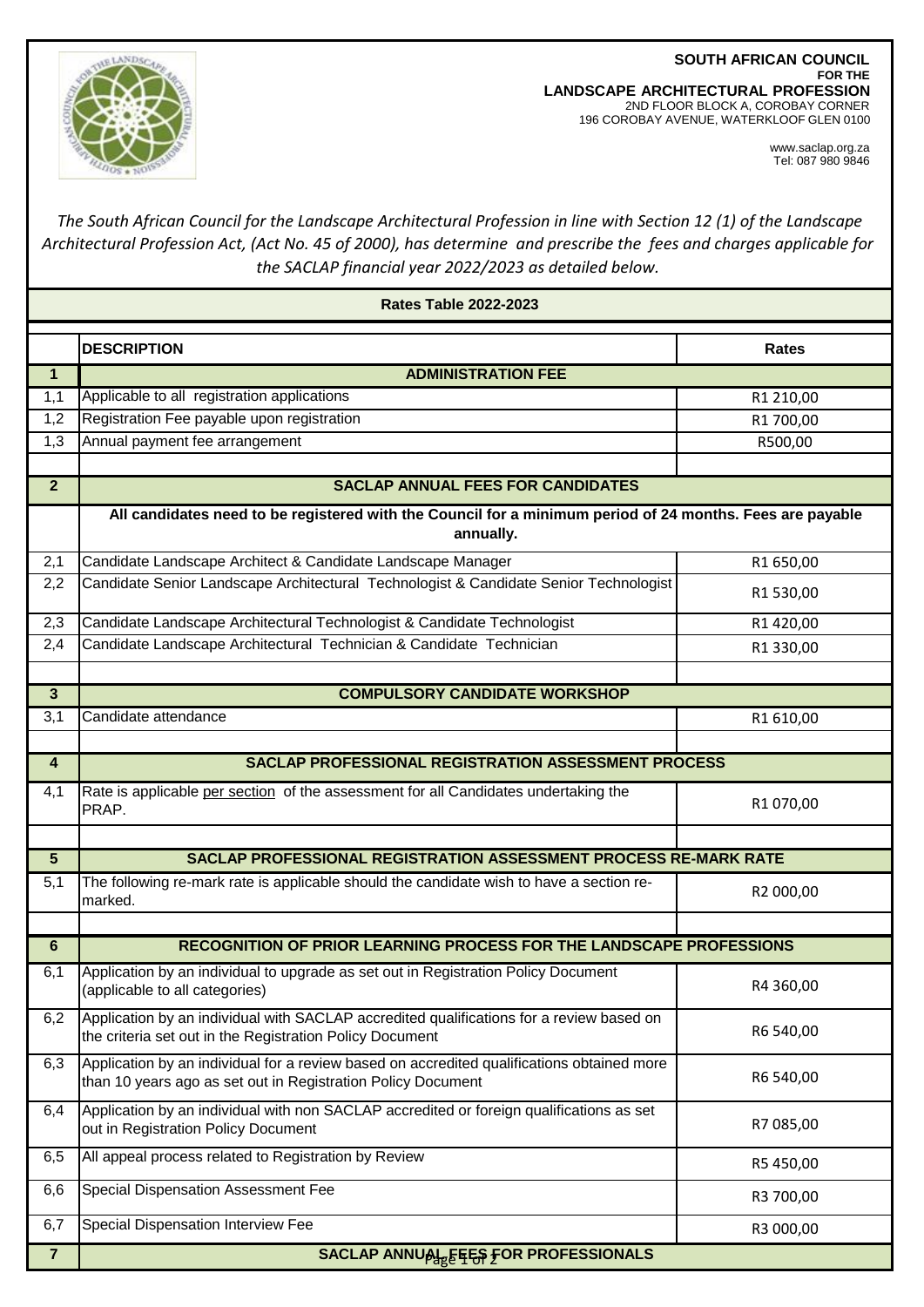**SOUTH AFRICAN COUNCIL**
**FOR THE**
**LANDSCAPE ARCHITECTURAL PROFESSION**
2ND FLOOR BLOCK A, COROBAY CORNER
196 COROBAY AVENUE, WATERKLOOF GLEN 0100

www.saclap.org.za
Tel: 087 980 9846

*The South African Council for the Landscape Architectural Profession in line with Section 12 (1) of the Landscape Architectural Profession Act, (Act No. 45 of 2000), has determine and prescribe the fees and charges applicable for the SACLAP financial year 2022/2023 as detailed below.*

## Rates Table 2022-2023

| | **DESCRIPTION** | **Rates** |
|---|---|---|
| **1** | **ADMINISTRATION FEE** | |
| 1,1 | Applicable to all registration applications | R1 210,00 |
| 1,2 | Registration Fee payable upon registration | R1 700,00 |
| 1,3 | Annual payment fee arrangement | R500,00 |
| | | |
| **2** | **SACLAP ANNUAL FEES FOR CANDIDATES** | |
| | **All candidates need to be registered with the Council for a minimum period of 24 months. Fees are payable annually.** | |
| 2,1 | Candidate Landscape Architect & Candidate Landscape Manager | R1 650,00 |
| 2,2 | Candidate Senior Landscape Architectural Technologist & Candidate Senior Technologist | R1 530,00 |
| 2,3 | Candidate Landscape Architectural Technologist & Candidate Technologist | R1 420,00 |
| 2,4 | Candidate Landscape Architectural Technician & Candidate Technician | R1 330,00 |
| | | |
| **3** | **COMPULSORY CANDIDATE WORKSHOP** | |
| 3,1 | Candidate attendance | R1 610,00 |
| | | |
| **4** | **SACLAP PROFESSIONAL REGISTRATION ASSESSMENT PROCESS** | |
| 4,1 | Rate is applicable per section of the assessment for all Candidates undertaking the PRAP. | R1 070,00 |
| | | |
| **5** | **SACLAP PROFESSIONAL REGISTRATION ASSESSMENT PROCESS RE-MARK RATE** | |
| 5,1 | The following re-mark rate is applicable should the candidate wish to have a section re-marked. | R2 000,00 |
| | | |
| **6** | **RECOGNITION OF PRIOR LEARNING PROCESS FOR THE LANDSCAPE PROFESSIONS** | |
| 6,1 | Application by an individual to upgrade as set out in Registration Policy Document (applicable to all categories) | R4 360,00 |
| 6,2 | Application by an individual with SACLAP accredited qualifications for a review based on the criteria set out in the Registration Policy Document | R6 540,00 |
| 6,3 | Application by an individual for a review based on accredited qualifications obtained more than 10 years ago as set out in Registration Policy Document | R6 540,00 |
| 6,4 | Application by an individual with non SACLAP accredited or foreign qualifications as set out in Registration Policy Document | R7 085,00 |
| 6,5 | All appeal process related to Registration by Review | R5 450,00 |
| 6,6 | Special Dispensation Assessment Fee | R3 700,00 |
| 6,7 | Special Dispensation Interview Fee | R3 000,00 |
| **7** | **SACLAP ANNUAL FEES FOR PROFESSIONALS** | |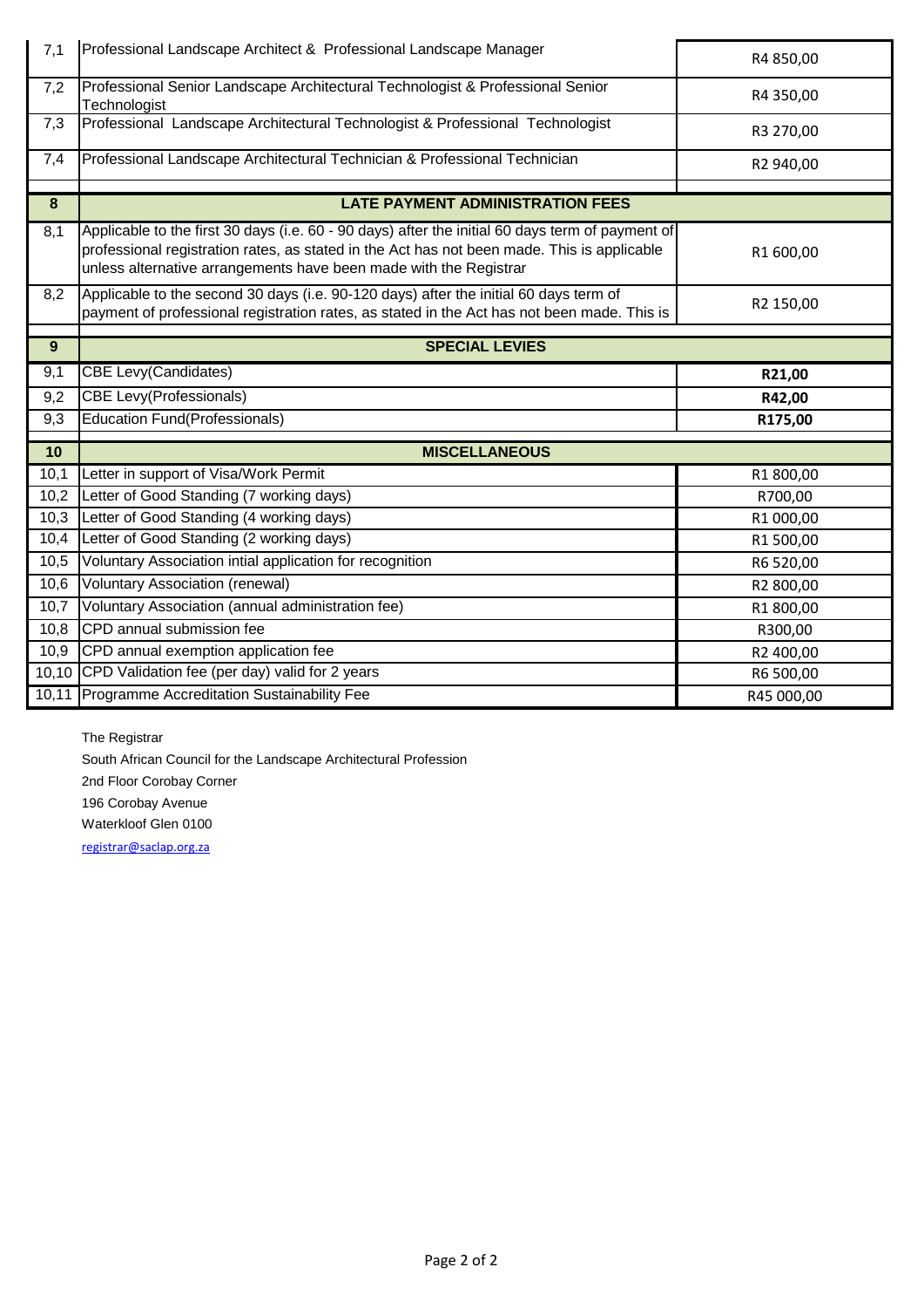| | | |
|---|---|---|
| 7,1 | Professional Landscape Architect & Professional Landscape Manager | R4 850,00 |
| 7,2 | Professional Senior Landscape Architectural Technologist & Professional Senior Technologist | R4 350,00 |
| 7,3 | Professional Landscape Architectural Technologist & Professional Technologist | R3 270,00 |
| 7,4 | Professional Landscape Architectural Technician & Professional Technician | R2 940,00 |
| | | |
| **8** | **LATE PAYMENT ADMINISTRATION FEES** | |
| 8,1 | Applicable to the first 30 days (i.e. 60 - 90 days) after the initial 60 days term of payment of professional registration rates, as stated in the Act has not been made. This is applicable unless alternative arrangements have been made with the Registrar | R1 600,00 |
| 8,2 | Applicable to the second 30 days (i.e. 90-120 days) after the initial 60 days term of payment of professional registration rates, as stated in the Act has not been made. This is | R2 150,00 |
| | | |
| **9** | **SPECIAL LEVIES** | |
| 9,1 | CBE Levy(Candidates) | **R21,00** |
| 9,2 | CBE Levy(Professionals) | **R42,00** |
| 9,3 | Education Fund(Professionals) | **R175,00** |
| | | |
| **10** | **MISCELLANEOUS** | |
| 10,1 | Letter in support of Visa/Work Permit | R1 800,00 |
| 10,2 | Letter of Good Standing (7 working days) | R700,00 |
| 10,3 | Letter of Good Standing (4 working days) | R1 000,00 |
| 10,4 | Letter of Good Standing (2 working days) | R1 500,00 |
| 10,5 | Voluntary Association intial application for recognition | R6 520,00 |
| 10,6 | Voluntary Association (renewal) | R2 800,00 |
| 10,7 | Voluntary Association (annual administration fee) | R1 800,00 |
| 10,8 | CPD annual submission fee | R300,00 |
| 10,9 | CPD annual exemption application fee | R2 400,00 |
| 10,10 | CPD Validation fee (per day) valid for 2 years | R6 500,00 |
| 10,11 | Programme Accreditation Sustainability Fee | R45 000,00 |

The Registrar

South African Council for the Landscape Architectural Profession

2nd Floor Corobay Corner

196 Corobay Avenue

Waterkloof Glen 0100

registrar@saclap.org.za